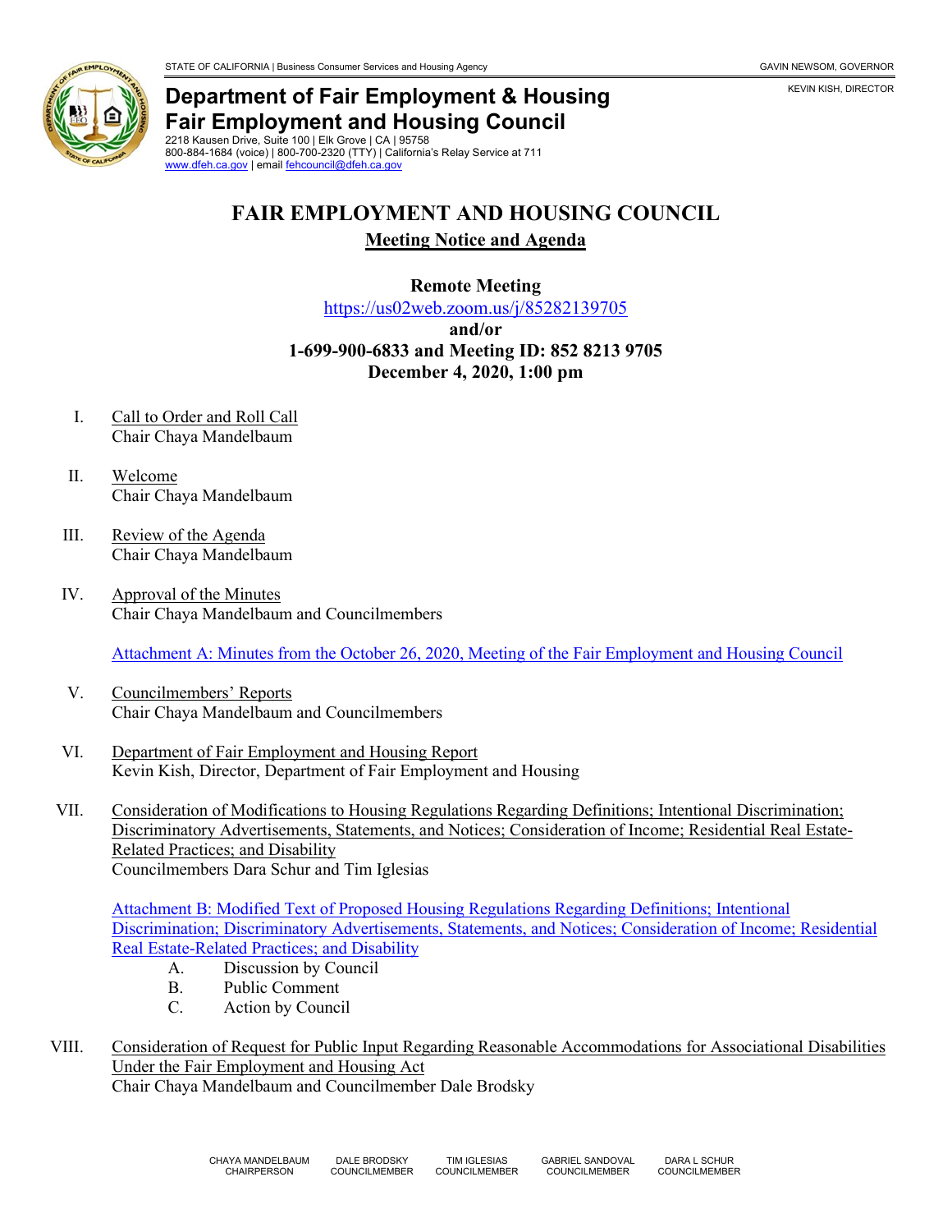STATE OF CALIFORNIA | Business Consumer Services and Housing Agency

GAVIN NEWSOM, GOVERNOR

KEVIN KISH, DIRECTOR

**Department of Fair Employment & Housing**
**Fair Employment and Housing Council**
2218 Kausen Drive, Suite 100 | Elk Grove | CA | 95758
800-884-1684 (voice) | 800-700-2320 (TTY) | California's Relay Service at 711
www.dfeh.ca.gov | email fehcouncil@dfeh.ca.gov

# FAIR EMPLOYMENT AND HOUSING COUNCIL

## Meeting Notice and Agenda

**Remote Meeting**
https://us02web.zoom.us/j/85282139705
**and/or**
**1-699-900-6833 and Meeting ID: 852 8213 9705**
**December 4, 2020, 1:00 pm**

I. Call to Order and Roll Call
Chair Chaya Mandelbaum

II. Welcome
Chair Chaya Mandelbaum

III. Review of the Agenda
Chair Chaya Mandelbaum

IV. Approval of the Minutes
Chair Chaya Mandelbaum and Councilmembers

Attachment A: Minutes from the October 26, 2020, Meeting of the Fair Employment and Housing Council

V. Councilmembers' Reports
Chair Chaya Mandelbaum and Councilmembers

VI. Department of Fair Employment and Housing Report
Kevin Kish, Director, Department of Fair Employment and Housing

VII. Consideration of Modifications to Housing Regulations Regarding Definitions; Intentional Discrimination; Discriminatory Advertisements, Statements, and Notices; Consideration of Income; Residential Real Estate-Related Practices; and Disability
Councilmembers Dara Schur and Tim Iglesias

Attachment B: Modified Text of Proposed Housing Regulations Regarding Definitions; Intentional Discrimination; Discriminatory Advertisements, Statements, and Notices; Consideration of Income; Residential Real Estate-Related Practices; and Disability

A. Discussion by Council
B. Public Comment
C. Action by Council

VIII. Consideration of Request for Public Input Regarding Reasonable Accommodations for Associational Disabilities Under the Fair Employment and Housing Act
Chair Chaya Mandelbaum and Councilmember Dale Brodsky

CHAYA MANDELBAUM CHAIRPERSON | DALE BRODSKY COUNCILMEMBER | TIM IGLESIAS COUNCILMEMBER | GABRIEL SANDOVAL COUNCILMEMBER | DARA L SCHUR COUNCILMEMBER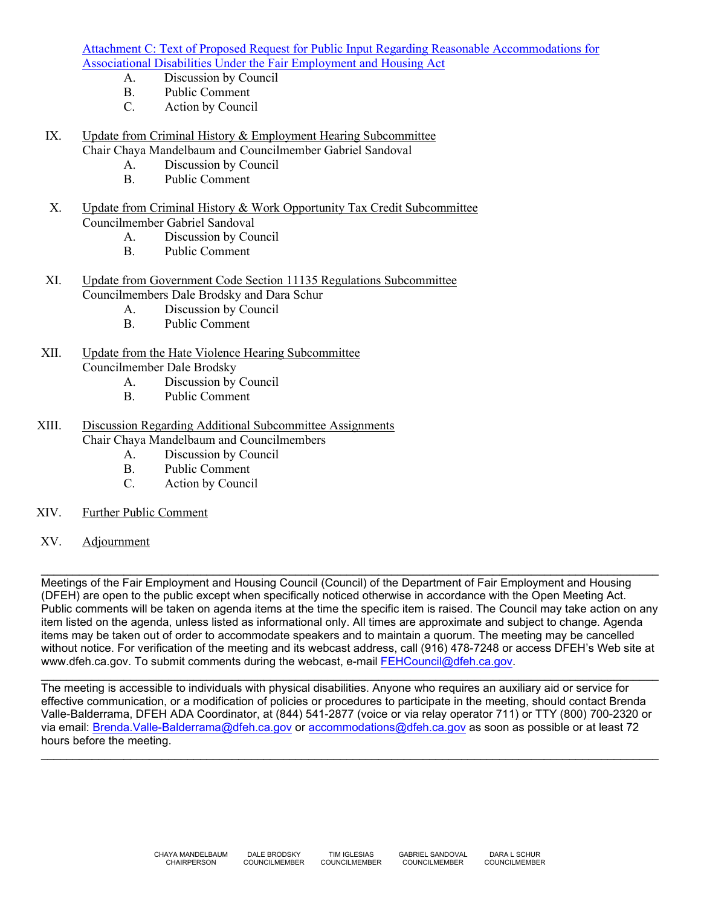[Attachment C: Text of Proposed Request for Public Input Regarding Reasonable Accommodations for Associational Disabilities Under the Fair Employment and Housing Act]

- A. Discussion by Council
- B. Public Comment
- C. Action by Council

IX. Update from Criminal History & Employment Hearing Subcommittee
Chair Chaya Mandelbaum and Councilmember Gabriel Sandoval

- A. Discussion by Council
- B. Public Comment

X. Update from Criminal History & Work Opportunity Tax Credit Subcommittee
Councilmember Gabriel Sandoval

- A. Discussion by Council
- B. Public Comment

XI. Update from Government Code Section 11135 Regulations Subcommittee
Councilmembers Dale Brodsky and Dara Schur

- A. Discussion by Council
- B. Public Comment

XII. Update from the Hate Violence Hearing Subcommittee
Councilmember Dale Brodsky

- A. Discussion by Council
- B. Public Comment

XIII. Discussion Regarding Additional Subcommittee Assignments
Chair Chaya Mandelbaum and Councilmembers

- A. Discussion by Council
- B. Public Comment
- C. Action by Council

XIV. Further Public Comment

XV. Adjournment

---

Meetings of the Fair Employment and Housing Council (Council) of the Department of Fair Employment and Housing (DFEH) are open to the public except when specifically noticed otherwise in accordance with the Open Meeting Act. Public comments will be taken on agenda items at the time the specific item is raised. The Council may take action on any item listed on the agenda, unless listed as informational only. All times are approximate and subject to change. Agenda items may be taken out of order to accommodate speakers and to maintain a quorum. The meeting may be cancelled without notice. For verification of the meeting and its webcast address, call (916) 478-7248 or access DFEH's Web site at www.dfeh.ca.gov. To submit comments during the webcast, e-mail FEHCouncil@dfeh.ca.gov.

---

The meeting is accessible to individuals with physical disabilities. Anyone who requires an auxiliary aid or service for effective communication, or a modification of policies or procedures to participate in the meeting, should contact Brenda Valle-Balderrama, DFEH ADA Coordinator, at (844) 541-2877 (voice or via relay operator 711) or TTY (800) 700-2320 or via email: Brenda.Valle-Balderrama@dfeh.ca.gov or accommodations@dfeh.ca.gov as soon as possible or at least 72 hours before the meeting.

---

| | | | | |
|---|---|---|---|---|
| CHAYA MANDELBAUM<br>CHAIRPERSON | DALE BRODSKY<br>COUNCILMEMBER | TIM IGLESIAS<br>COUNCILMEMBER | GABRIEL SANDOVAL<br>COUNCILMEMBER | DARA L SCHUR<br>COUNCILMEMBER |